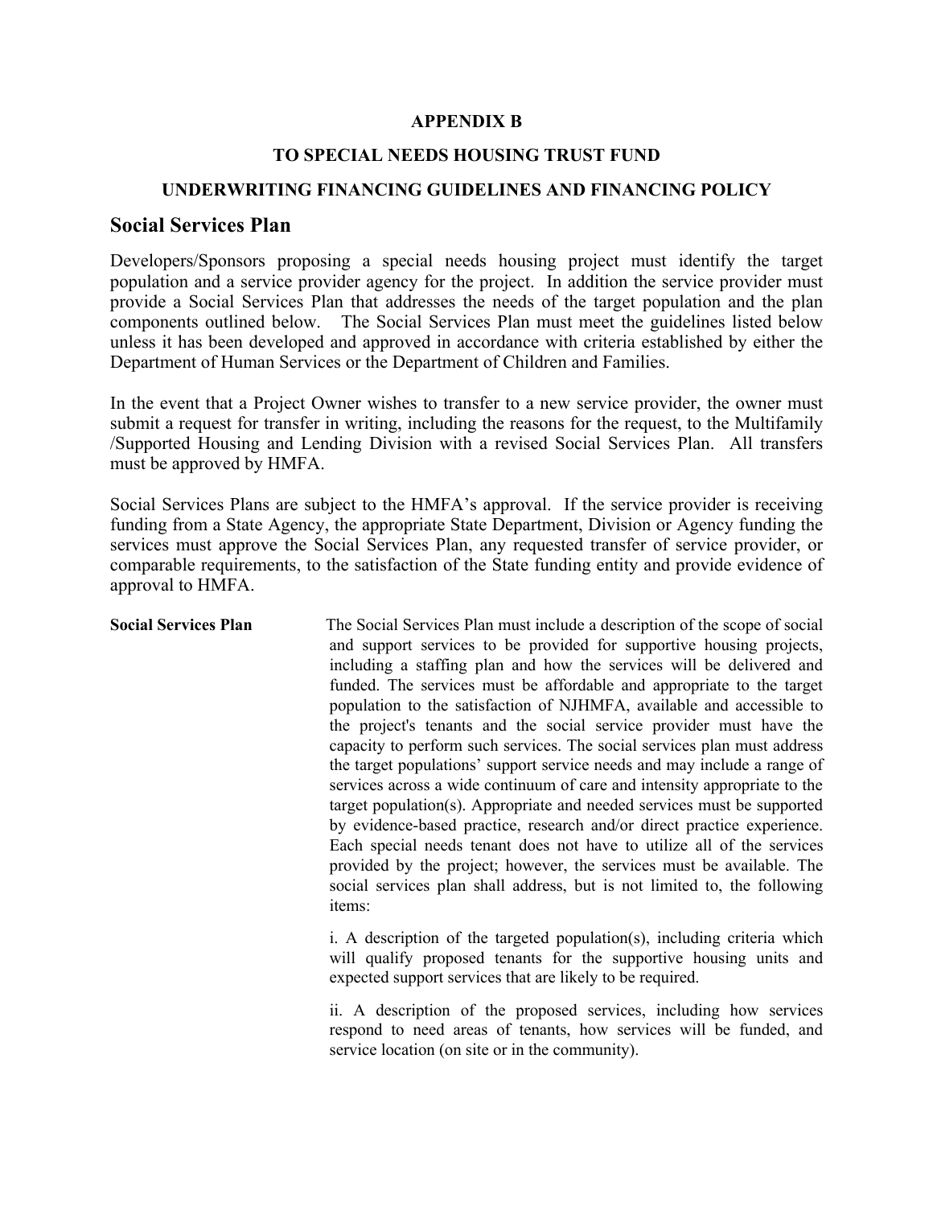**APPENDIX B**

**TO SPECIAL NEEDS HOUSING TRUST FUND**

**UNDERWRITING FINANCING GUIDELINES AND FINANCING POLICY**

## Social Services Plan

Developers/Sponsors proposing a special needs housing project must identify the target population and a service provider agency for the project. In addition the service provider must provide a Social Services Plan that addresses the needs of the target population and the plan components outlined below. The Social Services Plan must meet the guidelines listed below unless it has been developed and approved in accordance with criteria established by either the Department of Human Services or the Department of Children and Families.

In the event that a Project Owner wishes to transfer to a new service provider, the owner must submit a request for transfer in writing, including the reasons for the request, to the Multifamily /Supported Housing and Lending Division with a revised Social Services Plan. All transfers must be approved by HMFA.

Social Services Plans are subject to the HMFA's approval. If the service provider is receiving funding from a State Agency, the appropriate State Department, Division or Agency funding the services must approve the Social Services Plan, any requested transfer of service provider, or comparable requirements, to the satisfaction of the State funding entity and provide evidence of approval to HMFA.

**Social Services Plan**

The Social Services Plan must include a description of the scope of social and support services to be provided for supportive housing projects, including a staffing plan and how the services will be delivered and funded. The services must be affordable and appropriate to the target population to the satisfaction of NJHMFA, available and accessible to the project's tenants and the social service provider must have the capacity to perform such services. The social services plan must address the target populations' support service needs and may include a range of services across a wide continuum of care and intensity appropriate to the target population(s). Appropriate and needed services must be supported by evidence-based practice, research and/or direct practice experience. Each special needs tenant does not have to utilize all of the services provided by the project; however, the services must be available. The social services plan shall address, but is not limited to, the following items:

i. A description of the targeted population(s), including criteria which will qualify proposed tenants for the supportive housing units and expected support services that are likely to be required.

ii. A description of the proposed services, including how services respond to need areas of tenants, how services will be funded, and service location (on site or in the community).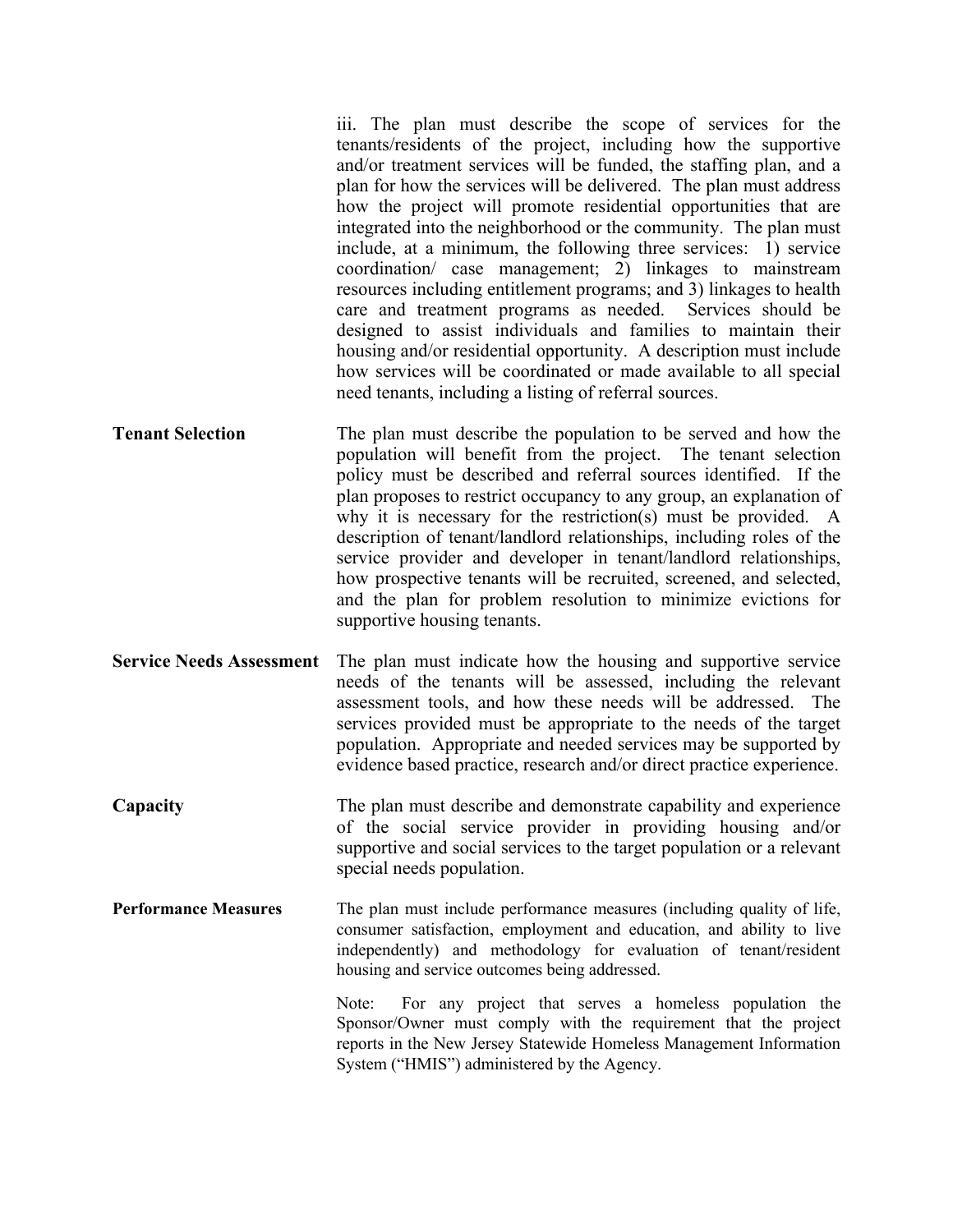iii. The plan must describe the scope of services for the tenants/residents of the project, including how the supportive and/or treatment services will be funded, the staffing plan, and a plan for how the services will be delivered. The plan must address how the project will promote residential opportunities that are integrated into the neighborhood or the community. The plan must include, at a minimum, the following three services: 1) service coordination/ case management; 2) linkages to mainstream resources including entitlement programs; and 3) linkages to health care and treatment programs as needed. Services should be designed to assist individuals and families to maintain their housing and/or residential opportunity. A description must include how services will be coordinated or made available to all special need tenants, including a listing of referral sources.

**Tenant Selection**

The plan must describe the population to be served and how the population will benefit from the project. The tenant selection policy must be described and referral sources identified. If the plan proposes to restrict occupancy to any group, an explanation of why it is necessary for the restriction(s) must be provided. A description of tenant/landlord relationships, including roles of the service provider and developer in tenant/landlord relationships, how prospective tenants will be recruited, screened, and selected, and the plan for problem resolution to minimize evictions for supportive housing tenants.

**Service Needs Assessment**

The plan must indicate how the housing and supportive service needs of the tenants will be assessed, including the relevant assessment tools, and how these needs will be addressed. The services provided must be appropriate to the needs of the target population. Appropriate and needed services may be supported by evidence based practice, research and/or direct practice experience.

**Capacity**

The plan must describe and demonstrate capability and experience of the social service provider in providing housing and/or supportive and social services to the target population or a relevant special needs population.

**Performance Measures**

The plan must include performance measures (including quality of life, consumer satisfaction, employment and education, and ability to live independently) and methodology for evaluation of tenant/resident housing and service outcomes being addressed.

Note: For any project that serves a homeless population the Sponsor/Owner must comply with the requirement that the project reports in the New Jersey Statewide Homeless Management Information System ("HMIS") administered by the Agency.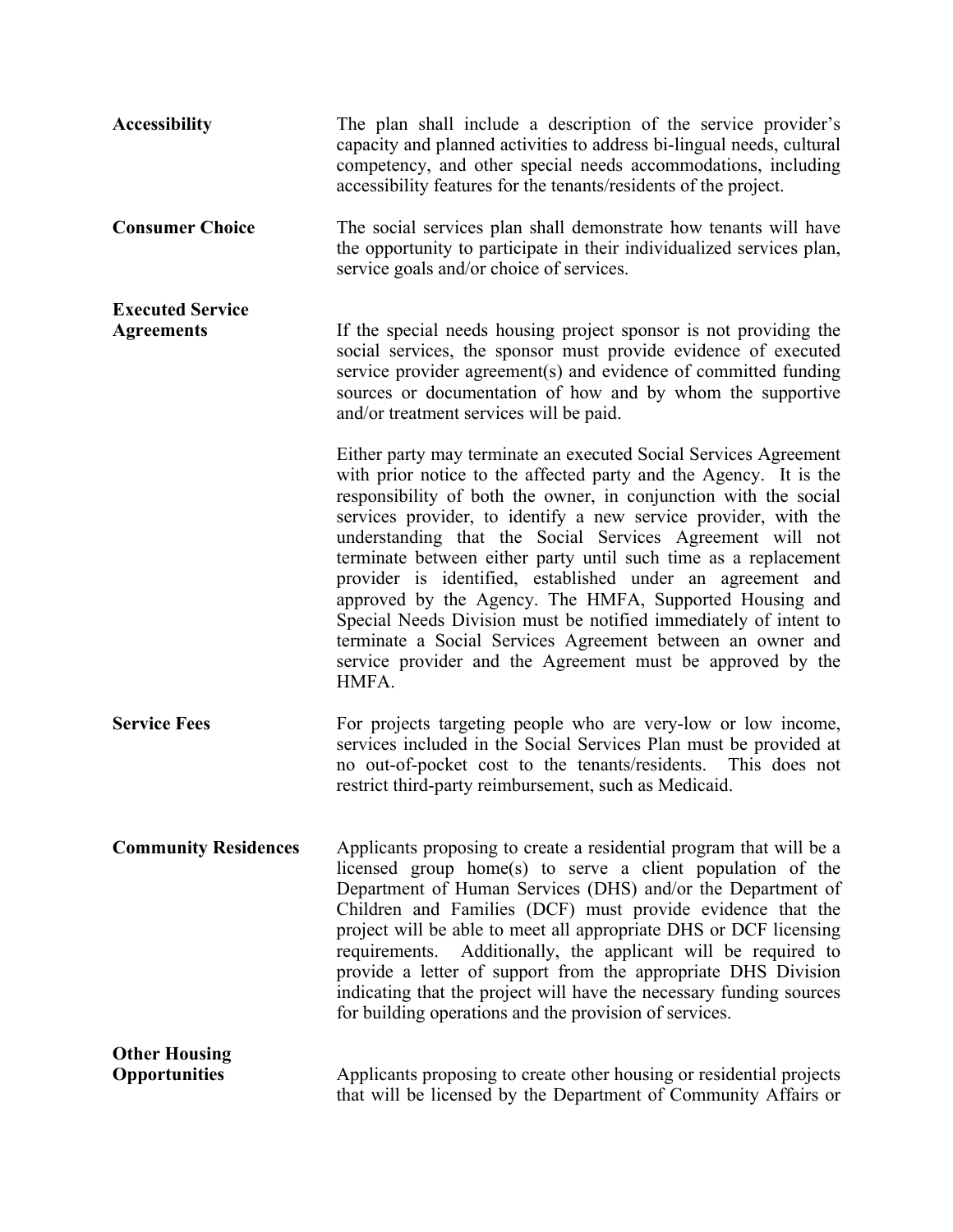**Accessibility**

The plan shall include a description of the service provider's capacity and planned activities to address bi-lingual needs, cultural competency, and other special needs accommodations, including accessibility features for the tenants/residents of the project.

**Consumer Choice**

The social services plan shall demonstrate how tenants will have the opportunity to participate in their individualized services plan, service goals and/or choice of services.

**Executed Service Agreements**

If the special needs housing project sponsor is not providing the social services, the sponsor must provide evidence of executed service provider agreement(s) and evidence of committed funding sources or documentation of how and by whom the supportive and/or treatment services will be paid.

Either party may terminate an executed Social Services Agreement with prior notice to the affected party and the Agency. It is the responsibility of both the owner, in conjunction with the social services provider, to identify a new service provider, with the understanding that the Social Services Agreement will not terminate between either party until such time as a replacement provider is identified, established under an agreement and approved by the Agency. The HMFA, Supported Housing and Special Needs Division must be notified immediately of intent to terminate a Social Services Agreement between an owner and service provider and the Agreement must be approved by the HMFA.

**Service Fees**

For projects targeting people who are very-low or low income, services included in the Social Services Plan must be provided at no out-of-pocket cost to the tenants/residents. This does not restrict third-party reimbursement, such as Medicaid.

**Community Residences**

Applicants proposing to create a residential program that will be a licensed group home(s) to serve a client population of the Department of Human Services (DHS) and/or the Department of Children and Families (DCF) must provide evidence that the project will be able to meet all appropriate DHS or DCF licensing requirements. Additionally, the applicant will be required to provide a letter of support from the appropriate DHS Division indicating that the project will have the necessary funding sources for building operations and the provision of services.

**Other Housing Opportunities**

Applicants proposing to create other housing or residential projects that will be licensed by the Department of Community Affairs or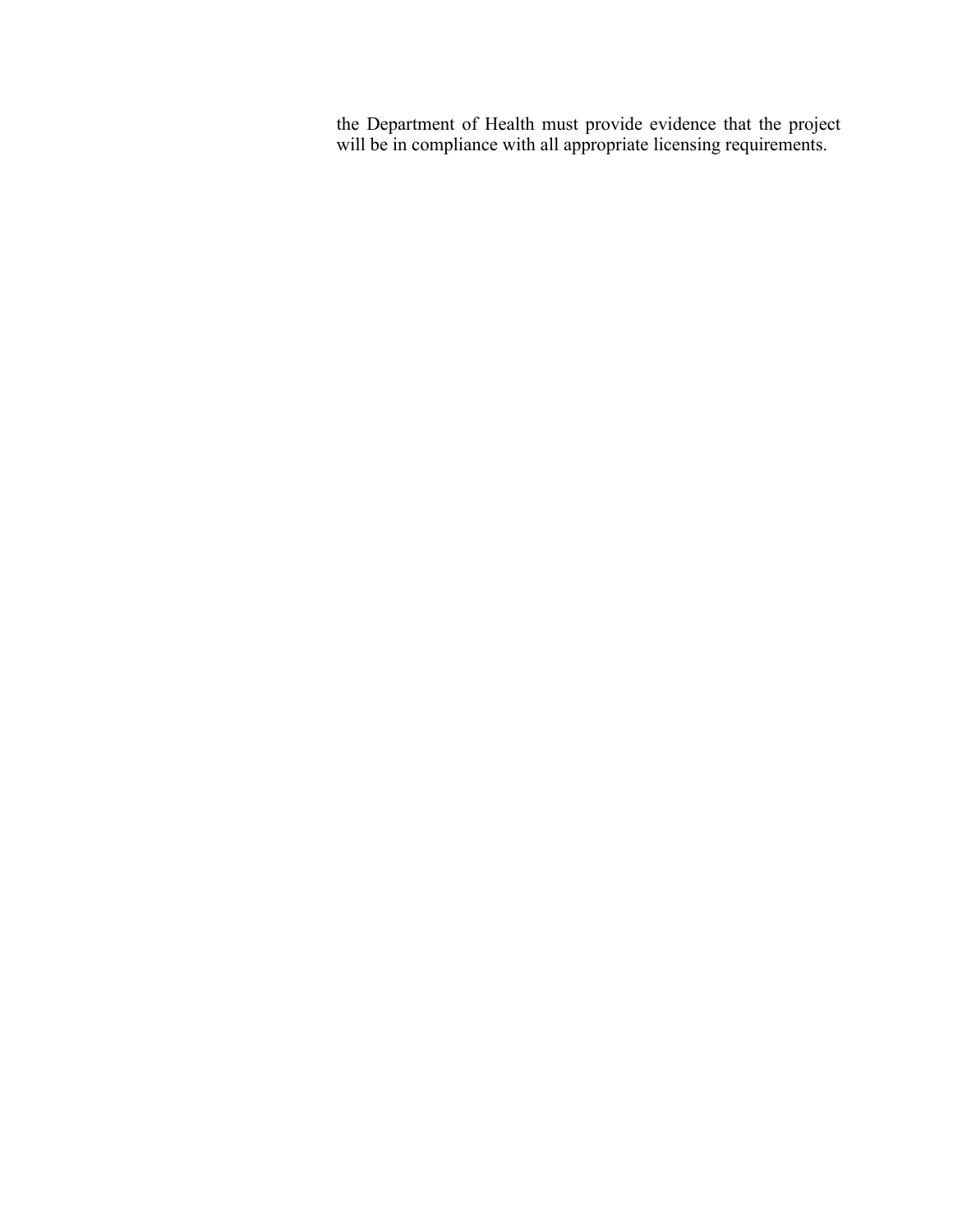the Department of Health must provide evidence that the project will be in compliance with all appropriate licensing requirements.